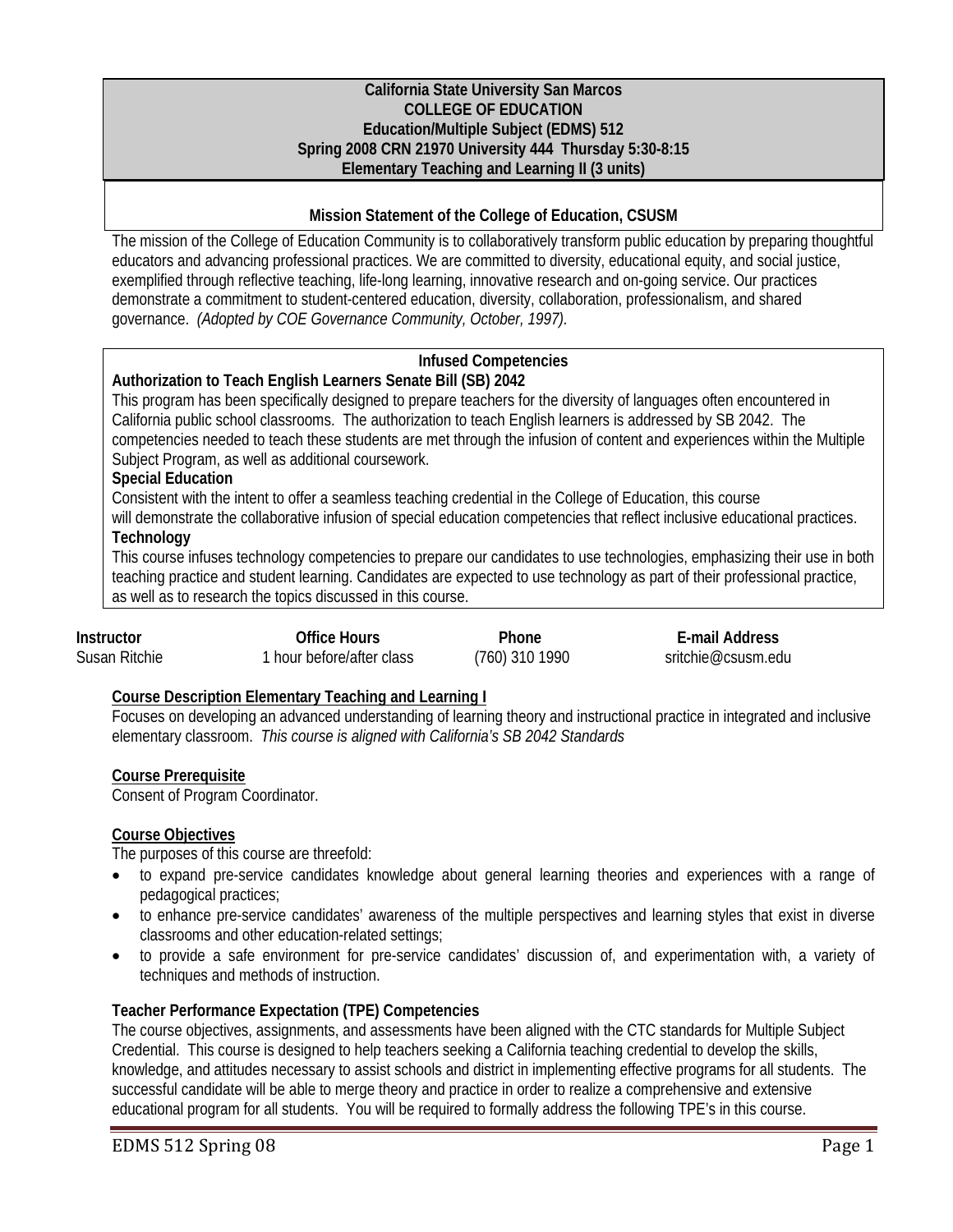**California State University San Marcos**
**COLLEGE OF EDUCATION**
**Education/Multiple Subject (EDMS) 512**
**Spring 2008 CRN 21970 University 444 Thursday 5:30-8:15**
**Elementary Teaching and Learning II (3 units)**

## Mission Statement of the College of Education, CSUSM

The mission of the College of Education Community is to collaboratively transform public education by preparing thoughtful educators and advancing professional practices. We are committed to diversity, educational equity, and social justice, exemplified through reflective teaching, life-long learning, innovative research and on-going service. Our practices demonstrate a commitment to student-centered education, diversity, collaboration, professionalism, and shared governance. *(Adopted by COE Governance Community, October, 1997).*

## Infused Competencies

**Authorization to Teach English Learners Senate Bill (SB) 2042**

This program has been specifically designed to prepare teachers for the diversity of languages often encountered in California public school classrooms. The authorization to teach English learners is addressed by SB 2042. The competencies needed to teach these students are met through the infusion of content and experiences within the Multiple Subject Program, as well as additional coursework.

**Special Education**

Consistent with the intent to offer a seamless teaching credential in the College of Education, this course will demonstrate the collaborative infusion of special education competencies that reflect inclusive educational practices.

**Technology**

This course infuses technology competencies to prepare our candidates to use technologies, emphasizing their use in both teaching practice and student learning. Candidates are expected to use technology as part of their professional practice, as well as to research the topics discussed in this course.

| Instructor | Office Hours | Phone | E-mail Address |
|---|---|---|---|
| Susan Ritchie | 1 hour before/after class | (760) 310 1990 | sritchie@csusm.edu |

**Course Description Elementary Teaching and Learning I**

Focuses on developing an advanced understanding of learning theory and instructional practice in integrated and inclusive elementary classroom. *This course is aligned with California's SB 2042 Standards*

**Course Prerequisite**

Consent of Program Coordinator.

**Course Objectives**

The purposes of this course are threefold:

- to expand pre-service candidates knowledge about general learning theories and experiences with a range of pedagogical practices;
- to enhance pre-service candidates' awareness of the multiple perspectives and learning styles that exist in diverse classrooms and other education-related settings;
- to provide a safe environment for pre-service candidates' discussion of, and experimentation with, a variety of techniques and methods of instruction.

**Teacher Performance Expectation (TPE) Competencies**

The course objectives, assignments, and assessments have been aligned with the CTC standards for Multiple Subject Credential. This course is designed to help teachers seeking a California teaching credential to develop the skills, knowledge, and attitudes necessary to assist schools and district in implementing effective programs for all students. The successful candidate will be able to merge theory and practice in order to realize a comprehensive and extensive educational program for all students. You will be required to formally address the following TPE's in this course.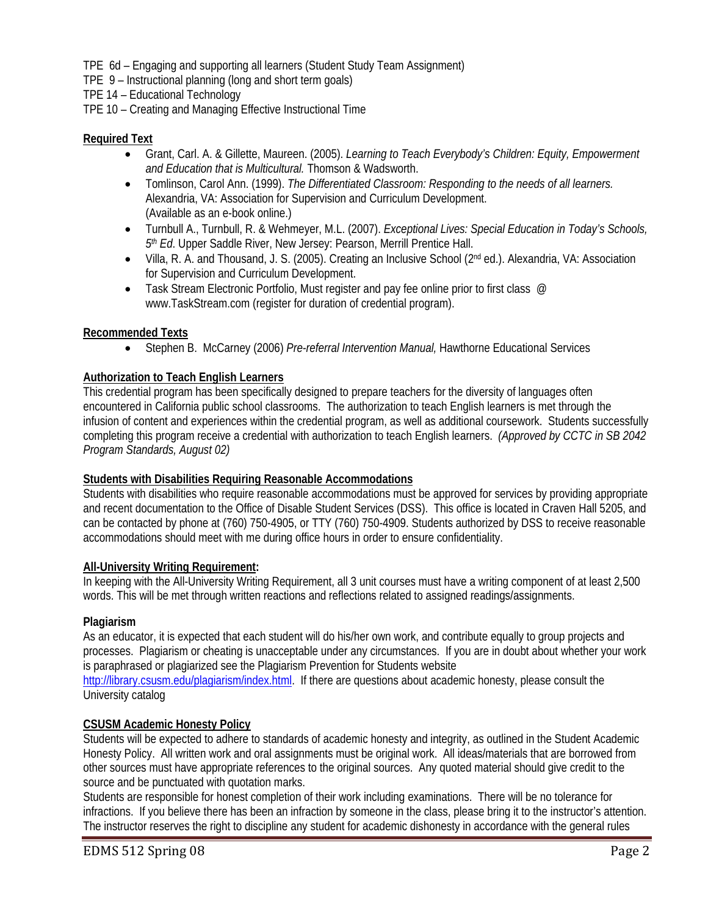TPE 6d – Engaging and supporting all learners (Student Study Team Assignment)
TPE 9 – Instructional planning (long and short term goals)
TPE 14 – Educational Technology
TPE 10 – Creating and Managing Effective Instructional Time

**Required Text**

- Grant, Carl. A. & Gillette, Maureen. (2005). *Learning to Teach Everybody's Children: Equity, Empowerment and Education that is Multicultural.* Thomson & Wadsworth.
- Tomlinson, Carol Ann. (1999). *The Differentiated Classroom: Responding to the needs of all learners.* Alexandria, VA: Association for Supervision and Curriculum Development. (Available as an e-book online.)
- Turnbull A., Turnbull, R. & Wehmeyer, M.L. (2007). *Exceptional Lives: Special Education in Today's Schools, 5th Ed*. Upper Saddle River, New Jersey: Pearson, Merrill Prentice Hall.
- Villa, R. A. and Thousand, J. S. (2005). Creating an Inclusive School (2nd ed.). Alexandria, VA: Association for Supervision and Curriculum Development.
- Task Stream Electronic Portfolio, Must register and pay fee online prior to first class @ www.TaskStream.com (register for duration of credential program).

**Recommended Texts**

- Stephen B. McCarney (2006) *Pre-referral Intervention Manual,* Hawthorne Educational Services

**Authorization to Teach English Learners**

This credential program has been specifically designed to prepare teachers for the diversity of languages often encountered in California public school classrooms. The authorization to teach English learners is met through the infusion of content and experiences within the credential program, as well as additional coursework. Students successfully completing this program receive a credential with authorization to teach English learners. *(Approved by CCTC in SB 2042 Program Standards, August 02)*

**Students with Disabilities Requiring Reasonable Accommodations**

Students with disabilities who require reasonable accommodations must be approved for services by providing appropriate and recent documentation to the Office of Disable Student Services (DSS). This office is located in Craven Hall 5205, and can be contacted by phone at (760) 750-4905, or TTY (760) 750-4909. Students authorized by DSS to receive reasonable accommodations should meet with me during office hours in order to ensure confidentiality.

**All-University Writing Requirement:**

In keeping with the All-University Writing Requirement, all 3 unit courses must have a writing component of at least 2,500 words. This will be met through written reactions and reflections related to assigned readings/assignments.

**Plagiarism**

As an educator, it is expected that each student will do his/her own work, and contribute equally to group projects and processes. Plagiarism or cheating is unacceptable under any circumstances. If you are in doubt about whether your work is paraphrased or plagiarized see the Plagiarism Prevention for Students website http://library.csusm.edu/plagiarism/index.html. If there are questions about academic honesty, please consult the University catalog

**CSUSM Academic Honesty Policy**

Students will be expected to adhere to standards of academic honesty and integrity, as outlined in the Student Academic Honesty Policy. All written work and oral assignments must be original work. All ideas/materials that are borrowed from other sources must have appropriate references to the original sources. Any quoted material should give credit to the source and be punctuated with quotation marks.

Students are responsible for honest completion of their work including examinations. There will be no tolerance for infractions. If you believe there has been an infraction by someone in the class, please bring it to the instructor's attention. The instructor reserves the right to discipline any student for academic dishonesty in accordance with the general rules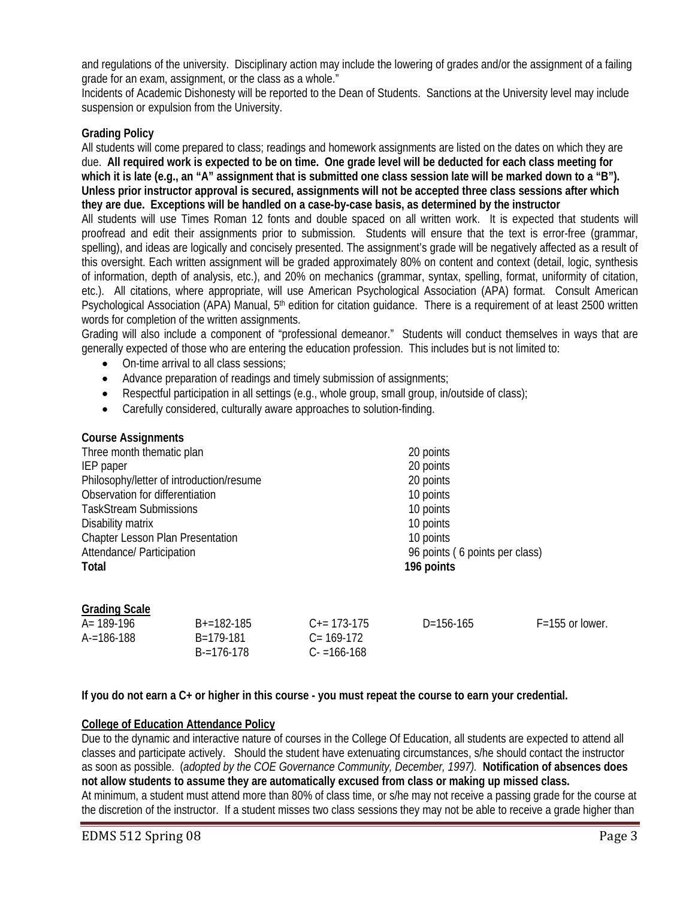and regulations of the university. Disciplinary action may include the lowering of grades and/or the assignment of a failing grade for an exam, assignment, or the class as a whole."

Incidents of Academic Dishonesty will be reported to the Dean of Students. Sanctions at the University level may include suspension or expulsion from the University.

**Grading Policy**

All students will come prepared to class; readings and homework assignments are listed on the dates on which they are due. **All required work is expected to be on time. One grade level will be deducted for each class meeting for which it is late (e.g., an "A" assignment that is submitted one class session late will be marked down to a "B"). Unless prior instructor approval is secured, assignments will not be accepted three class sessions after which they are due. Exceptions will be handled on a case-by-case basis, as determined by the instructor**

All students will use Times Roman 12 fonts and double spaced on all written work. It is expected that students will proofread and edit their assignments prior to submission. Students will ensure that the text is error-free (grammar, spelling), and ideas are logically and concisely presented. The assignment's grade will be negatively affected as a result of this oversight. Each written assignment will be graded approximately 80% on content and context (detail, logic, synthesis of information, depth of analysis, etc.), and 20% on mechanics (grammar, syntax, spelling, format, uniformity of citation, etc.). All citations, where appropriate, will use American Psychological Association (APA) format. Consult American Psychological Association (APA) Manual, 5th edition for citation guidance. There is a requirement of at least 2500 written words for completion of the written assignments.

Grading will also include a component of "professional demeanor." Students will conduct themselves in ways that are generally expected of those who are entering the education profession. This includes but is not limited to:

- On-time arrival to all class sessions;
- Advance preparation of readings and timely submission of assignments;
- Respectful participation in all settings (e.g., whole group, small group, in/outside of class);
- Carefully considered, culturally aware approaches to solution-finding.

**Course Assignments**

| Assignment | Points |
|---|---|
| Three month thematic plan | 20 points |
| IEP paper | 20 points |
| Philosophy/letter of introduction/resume | 20 points |
| Observation for differentiation | 10 points |
| TaskStream Submissions | 10 points |
| Disability matrix | 10 points |
| Chapter Lesson Plan Presentation | 10 points |
| Attendance/ Participation | 96 points ( 6 points per class) |
| **Total** | **196 points** |

**Grading Scale**

| | | | | |
|---|---|---|---|---|
| A= 189-196 | B+=182-185 | C+= 173-175 | D=156-165 | F=155 or lower. |
| A-=186-188 | B=179-181 | C= 169-172 | | |
| | B-=176-178 | C- =166-168 | | |

**If you do not earn a C+ or higher in this course - you must repeat the course to earn your credential.**

**College of Education Attendance Policy**

Due to the dynamic and interactive nature of courses in the College Of Education, all students are expected to attend all classes and participate actively. Should the student have extenuating circumstances, s/he should contact the instructor as soon as possible. (*adopted by the COE Governance Community, December, 1997).* **Notification of absences does not allow students to assume they are automatically excused from class or making up missed class.**

At minimum, a student must attend more than 80% of class time, or s/he may not receive a passing grade for the course at the discretion of the instructor. If a student misses two class sessions they may not be able to receive a grade higher than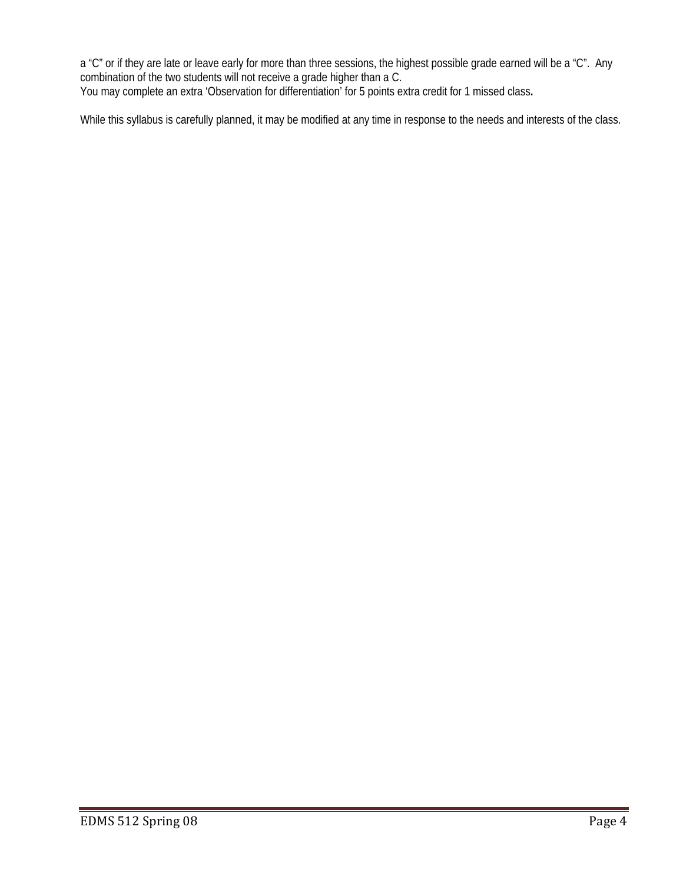a "C" or if they are late or leave early for more than three sessions, the highest possible grade earned will be a "C". Any combination of the two students will not receive a grade higher than a C.
You may complete an extra 'Observation for differentiation' for 5 points extra credit for 1 missed class**.**

While this syllabus is carefully planned, it may be modified at any time in response to the needs and interests of the class.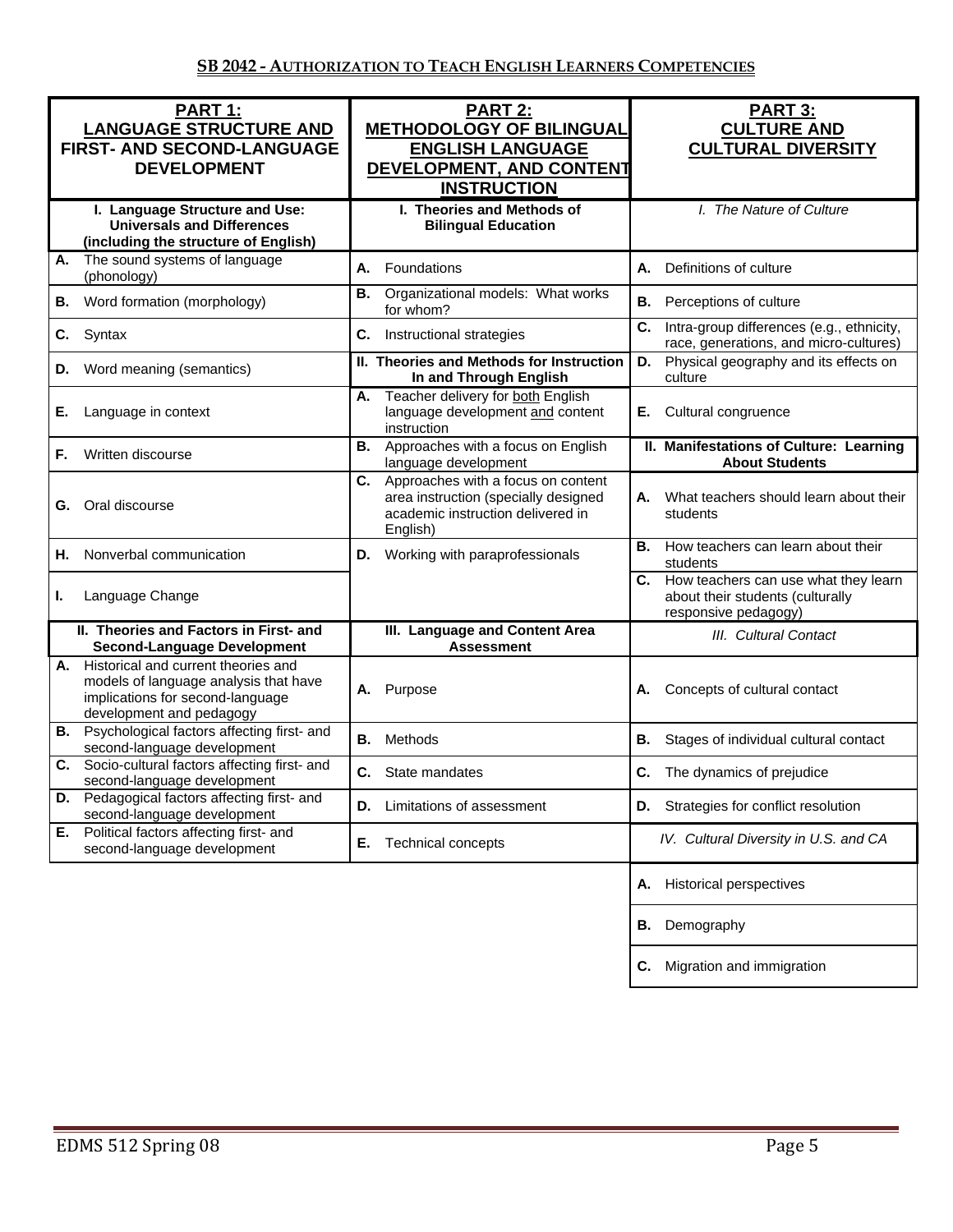## SB 2042 - AUTHORIZATION TO TEACH ENGLISH LEARNERS COMPETENCIES

| PART 1: LANGUAGE STRUCTURE AND FIRST- AND SECOND-LANGUAGE DEVELOPMENT | PART 2: METHODOLOGY OF BILINGUAL ENGLISH LANGUAGE DEVELOPMENT, AND CONTENT INSTRUCTION | PART 3: CULTURE AND CULTURAL DIVERSITY |
|---|---|---|
| **I. Language Structure and Use: Universals and Differences (including the structure of English)** | **I. Theories and Methods of Bilingual Education** | *I. The Nature of Culture* |
| **A.** The sound systems of language (phonology) | **A.** Foundations | **A.** Definitions of culture |
| **B.** Word formation (morphology) | **B.** Organizational models: What works for whom? | **B.** Perceptions of culture |
| **C.** Syntax | **C.** Instructional strategies | **C.** Intra-group differences (e.g., ethnicity, race, generations, and micro-cultures) |
| **D.** Word meaning (semantics) | **II. Theories and Methods for Instruction In and Through English** | **D.** Physical geography and its effects on culture |
| **E.** Language in context | **A.** Teacher delivery for both English language development and content instruction | **E.** Cultural congruence |
| **F.** Written discourse | **B.** Approaches with a focus on English language development | **II. Manifestations of Culture: Learning About Students** |
| **G.** Oral discourse | **C.** Approaches with a focus on content area instruction (specially designed academic instruction delivered in English) | **A.** What teachers should learn about their students |
| **H.** Nonverbal communication | **D.** Working with paraprofessionals | **B.** How teachers can learn about their students |
| **I.** Language Change | | **C.** How teachers can use what they learn about their students (culturally responsive pedagogy) |
| **II. Theories and Factors in First- and Second-Language Development** | **III. Language and Content Area Assessment** | *III. Cultural Contact* |
| **A.** Historical and current theories and models of language analysis that have implications for second-language development and pedagogy | **A.** Purpose | **A.** Concepts of cultural contact |
| **B.** Psychological factors affecting first- and second-language development | **B.** Methods | **B.** Stages of individual cultural contact |
| **C.** Socio-cultural factors affecting first- and second-language development | **C.** State mandates | **C.** The dynamics of prejudice |
| **D.** Pedagogical factors affecting first- and second-language development | **D.** Limitations of assessment | **D.** Strategies for conflict resolution |
| **E.** Political factors affecting first- and second-language development | **E.** Technical concepts | *IV. Cultural Diversity in U.S. and CA* |
| | | **A.** Historical perspectives |
| | | **B.** Demography |
| | | **C.** Migration and immigration |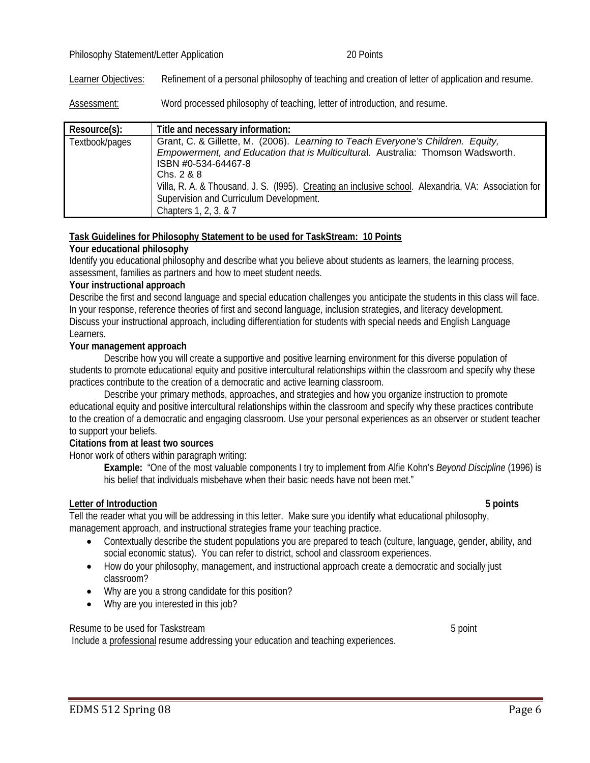Philosophy Statement/Letter Application 20 Points

Learner Objectives: Refinement of a personal philosophy of teaching and creation of letter of application and resume.

Assessment: Word processed philosophy of teaching, letter of introduction, and resume.

| Resource(s): | Title and necessary information: |
|---|---|
| Textbook/pages | Grant, C. & Gillette, M. (2006). *Learning to Teach Everyone's Children. Equity, Empowerment, and Education that is Multicultural*. Australia: Thomson Wadsworth. ISBN #0-534-64467-8<br>Chs. 2 & 8<br>Villa, R. A. & Thousand, J. S. (l995). Creating an inclusive school. Alexandria, VA: Association for Supervision and Curriculum Development.<br>Chapters 1, 2, 3, & 7 |

**Task Guidelines for Philosophy Statement to be used for TaskStream: 10 Points**

**Your educational philosophy**

Identify you educational philosophy and describe what you believe about students as learners, the learning process, assessment, families as partners and how to meet student needs.

**Your instructional approach**

Describe the first and second language and special education challenges you anticipate the students in this class will face. In your response, reference theories of first and second language, inclusion strategies, and literacy development. Discuss your instructional approach, including differentiation for students with special needs and English Language Learners.

**Your management approach**

Describe how you will create a supportive and positive learning environment for this diverse population of students to promote educational equity and positive intercultural relationships within the classroom and specify why these practices contribute to the creation of a democratic and active learning classroom.

Describe your primary methods, approaches, and strategies and how you organize instruction to promote educational equity and positive intercultural relationships within the classroom and specify why these practices contribute to the creation of a democratic and engaging classroom. Use your personal experiences as an observer or student teacher to support your beliefs.

**Citations from at least two sources**

Honor work of others within paragraph writing:

> **Example:** "One of the most valuable components I try to implement from Alfie Kohn's *Beyond Discipline* (1996) is his belief that individuals misbehave when their basic needs have not been met."

**Letter of Introduction 5 points**

Tell the reader what you will be addressing in this letter. Make sure you identify what educational philosophy, management approach, and instructional strategies frame your teaching practice.

- Contextually describe the student populations you are prepared to teach (culture, language, gender, ability, and social economic status). You can refer to district, school and classroom experiences.
- How do your philosophy, management, and instructional approach create a democratic and socially just classroom?
- Why are you a strong candidate for this position?
- Why are you interested in this job?

Resume to be used for Taskstream 5 point

Include a professional resume addressing your education and teaching experiences.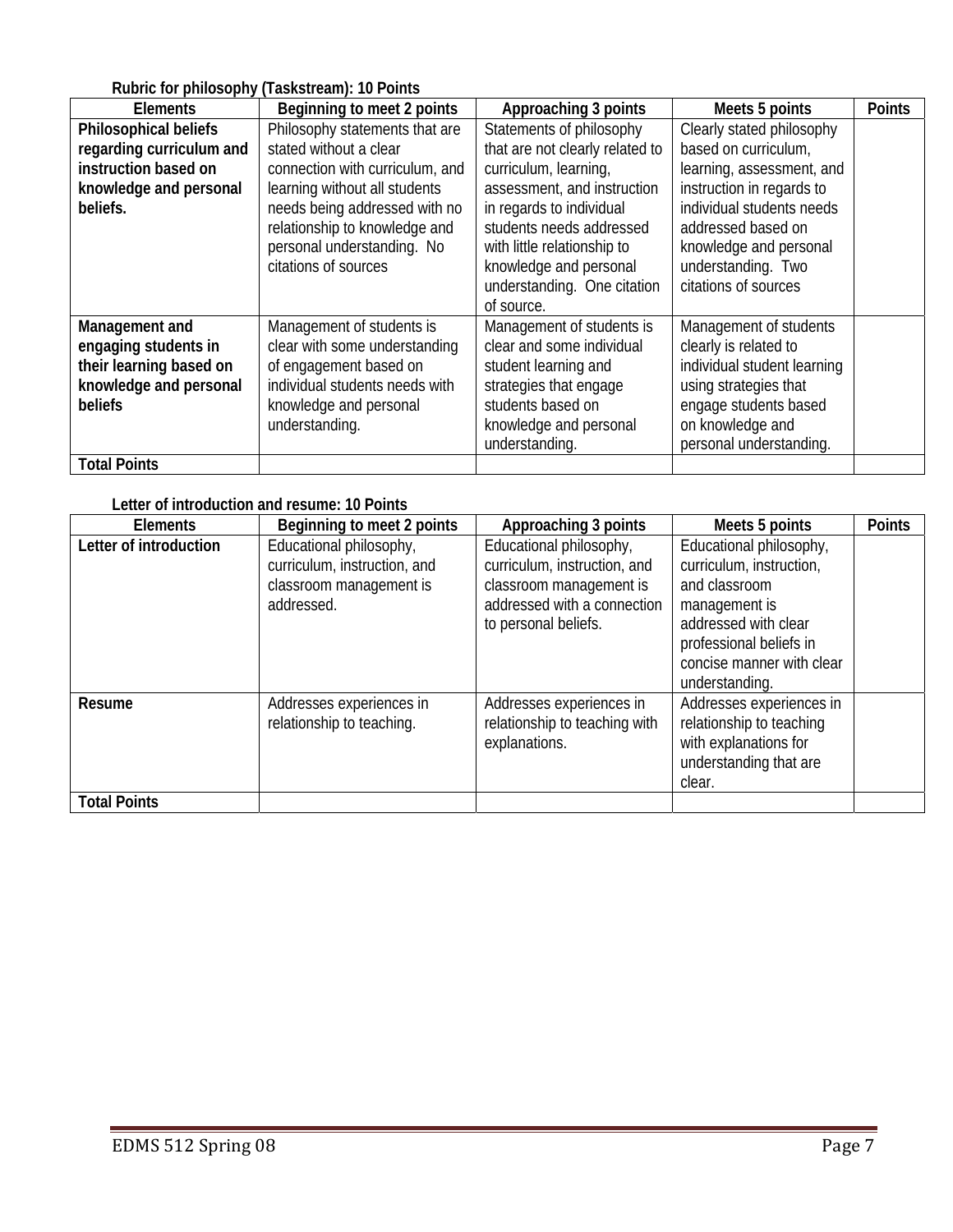**Rubric for philosophy (Taskstream): 10 Points**

| Elements | Beginning to meet 2 points | Approaching 3 points | Meets 5 points | Points |
|---|---|---|---|---|
| **Philosophical beliefs regarding curriculum and instruction based on knowledge and personal beliefs.** | Philosophy statements that are stated without a clear connection with curriculum, and learning without all students needs being addressed with no relationship to knowledge and personal understanding. No citations of sources | Statements of philosophy that are not clearly related to curriculum, learning, assessment, and instruction in regards to individual students needs addressed with little relationship to knowledge and personal understanding. One citation of source. | Clearly stated philosophy based on curriculum, learning, assessment, and instruction in regards to individual students needs addressed based on knowledge and personal understanding. Two citations of sources | |
| **Management and engaging students in their learning based on knowledge and personal beliefs** | Management of students is clear with some understanding of engagement based on individual students needs with knowledge and personal understanding. | Management of students is clear and some individual student learning and strategies that engage students based on knowledge and personal understanding. | Management of students clearly is related to individual student learning using strategies that engage students based on knowledge and personal understanding. | |
| **Total Points** | | | | |

**Letter of introduction and resume: 10 Points**

| Elements | Beginning to meet 2 points | Approaching 3 points | Meets 5 points | Points |
|---|---|---|---|---|
| **Letter of introduction** | Educational philosophy, curriculum, instruction, and classroom management is addressed. | Educational philosophy, curriculum, instruction, and classroom management is addressed with a connection to personal beliefs. | Educational philosophy, curriculum, instruction, and classroom management is addressed with clear professional beliefs in concise manner with clear understanding. | |
| **Resume** | Addresses experiences in relationship to teaching. | Addresses experiences in relationship to teaching with explanations. | Addresses experiences in relationship to teaching with explanations for understanding that are clear. | |
| **Total Points** | | | | |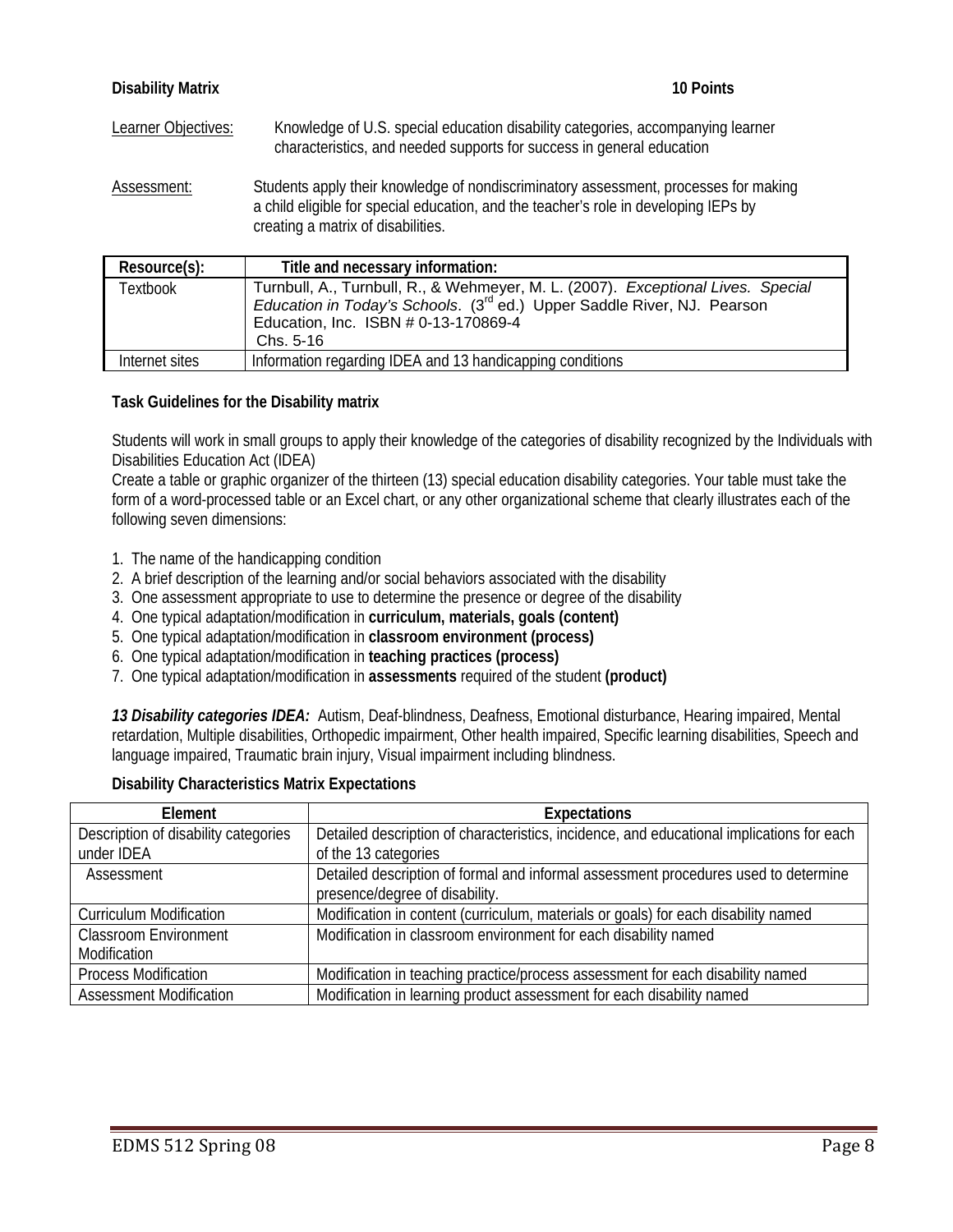**Disability Matrix** **10 Points**

Learner Objectives: Knowledge of U.S. special education disability categories, accompanying learner characteristics, and needed supports for success in general education

Assessment: Students apply their knowledge of nondiscriminatory assessment, processes for making a child eligible for special education, and the teacher's role in developing IEPs by creating a matrix of disabilities.

| Resource(s): | Title and necessary information: |
|---|---|
| Textbook | Turnbull, A., Turnbull, R., & Wehmeyer, M. L. (2007). *Exceptional Lives. Special Education in Today's Schools*. (3rd ed.) Upper Saddle River, NJ. Pearson Education, Inc. ISBN # 0-13-170869-4 Chs. 5-16 |
| Internet sites | Information regarding IDEA and 13 handicapping conditions |

**Task Guidelines for the Disability matrix**

Students will work in small groups to apply their knowledge of the categories of disability recognized by the Individuals with Disabilities Education Act (IDEA)

Create a table or graphic organizer of the thirteen (13) special education disability categories. Your table must take the form of a word-processed table or an Excel chart, or any other organizational scheme that clearly illustrates each of the following seven dimensions:

1. The name of the handicapping condition
2. A brief description of the learning and/or social behaviors associated with the disability
3. One assessment appropriate to use to determine the presence or degree of the disability
4. One typical adaptation/modification in **curriculum, materials, goals (content)**
5. One typical adaptation/modification in **classroom environment (process)**
6. One typical adaptation/modification in **teaching practices (process)**
7. One typical adaptation/modification in **assessments** required of the student **(product)**

***13 Disability categories IDEA:*** Autism, Deaf-blindness, Deafness, Emotional disturbance, Hearing impaired, Mental retardation, Multiple disabilities, Orthopedic impairment, Other health impaired, Specific learning disabilities, Speech and language impaired, Traumatic brain injury, Visual impairment including blindness.

**Disability Characteristics Matrix Expectations**

| Element | Expectations |
|---|---|
| Description of disability categories under IDEA | Detailed description of characteristics, incidence, and educational implications for each of the 13 categories |
| Assessment | Detailed description of formal and informal assessment procedures used to determine presence/degree of disability. |
| Curriculum Modification | Modification in content (curriculum, materials or goals) for each disability named |
| Classroom Environment Modification | Modification in classroom environment for each disability named |
| Process Modification | Modification in teaching practice/process assessment for each disability named |
| Assessment Modification | Modification in learning product assessment for each disability named |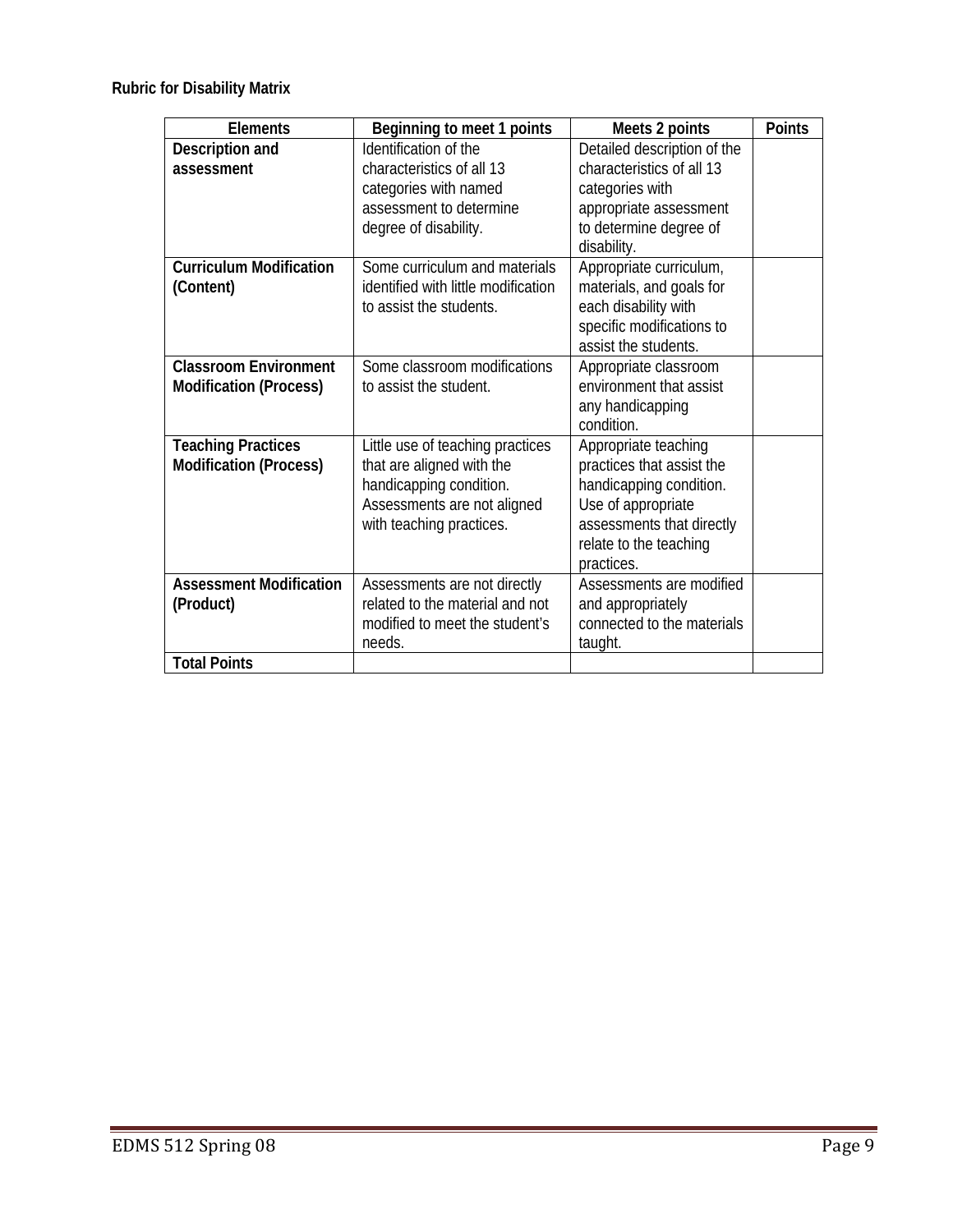**Rubric for Disability Matrix**

| Elements | Beginning to meet 1 points | Meets 2 points | Points |
|---|---|---|---|
| **Description and assessment** | Identification of the characteristics of all 13 categories with named assessment to determine degree of disability. | Detailed description of the characteristics of all 13 categories with appropriate assessment to determine degree of disability. | |
| **Curriculum Modification (Content)** | Some curriculum and materials identified with little modification to assist the students. | Appropriate curriculum, materials, and goals for each disability with specific modifications to assist the students. | |
| **Classroom Environment Modification (Process)** | Some classroom modifications to assist the student. | Appropriate classroom environment that assist any handicapping condition. | |
| **Teaching Practices Modification (Process)** | Little use of teaching practices that are aligned with the handicapping condition. Assessments are not aligned with teaching practices. | Appropriate teaching practices that assist the handicapping condition. Use of appropriate assessments that directly relate to the teaching practices. | |
| **Assessment Modification (Product)** | Assessments are not directly related to the material and not modified to meet the student's needs. | Assessments are modified and appropriately connected to the materials taught. | |
| **Total Points** | | | |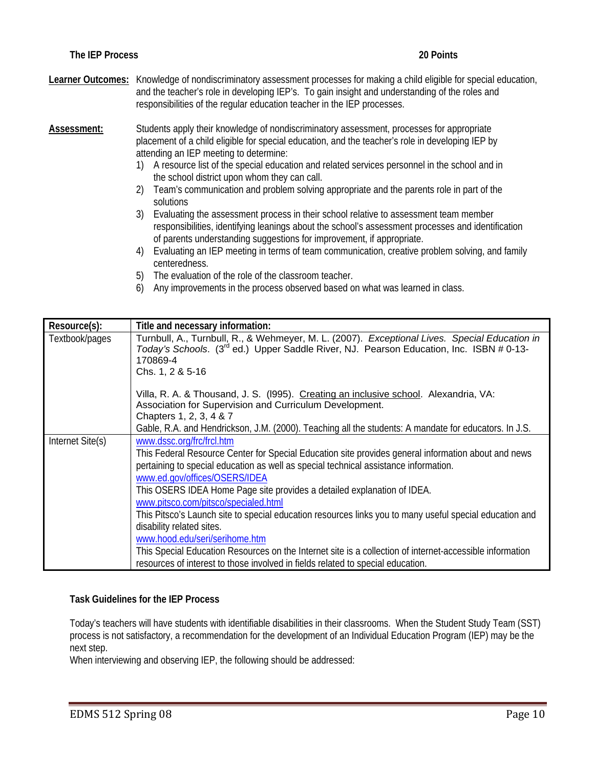**The IEP Process** **20 Points**

**Learner Outcomes:** Knowledge of nondiscriminatory assessment processes for making a child eligible for special education, and the teacher's role in developing IEP's. To gain insight and understanding of the roles and responsibilities of the regular education teacher in the IEP processes.

**Assessment:** Students apply their knowledge of nondiscriminatory assessment, processes for appropriate placement of a child eligible for special education, and the teacher's role in developing IEP by attending an IEP meeting to determine:

1) A resource list of the special education and related services personnel in the school and in the school district upon whom they can call.
2) Team's communication and problem solving appropriate and the parents role in part of the solutions
3) Evaluating the assessment process in their school relative to assessment team member responsibilities, identifying leanings about the school's assessment processes and identification of parents understanding suggestions for improvement, if appropriate.
4) Evaluating an IEP meeting in terms of team communication, creative problem solving, and family centeredness.
5) The evaluation of the role of the classroom teacher.
6) Any improvements in the process observed based on what was learned in class.

| Resource(s): | Title and necessary information: |
|---|---|
| Textbook/pages | Turnbull, A., Turnbull, R., & Wehmeyer, M. L. (2007). *Exceptional Lives. Special Education in Today's Schools*. (3rd ed.) Upper Saddle River, NJ. Pearson Education, Inc. ISBN # 0-13-170869-4<br>Chs. 1, 2 & 5-16<br><br>Villa, R. A. & Thousand, J. S. (l995). Creating an inclusive school. Alexandria, VA: Association for Supervision and Curriculum Development.<br>Chapters 1, 2, 3, 4 & 7<br>Gable, R.A. and Hendrickson, J.M. (2000). Teaching all the students: A mandate for educators. In J.S. |
| Internet Site(s) | www.dssc.org/frc/frcl.htm<br>This Federal Resource Center for Special Education site provides general information about and news pertaining to special education as well as special technical assistance information.<br>www.ed.gov/offices/OSERS/IDEA<br>This OSERS IDEA Home Page site provides a detailed explanation of IDEA.<br>www.pitsco.com/pitsco/specialed.html<br>This Pitsco's Launch site to special education resources links you to many useful special education and disability related sites.<br>www.hood.edu/seri/serihome.htm<br>This Special Education Resources on the Internet site is a collection of internet-accessible information resources of interest to those involved in fields related to special education. |

**Task Guidelines for the IEP Process**

Today's teachers will have students with identifiable disabilities in their classrooms. When the Student Study Team (SST) process is not satisfactory, a recommendation for the development of an Individual Education Program (IEP) may be the next step.
When interviewing and observing IEP, the following should be addressed: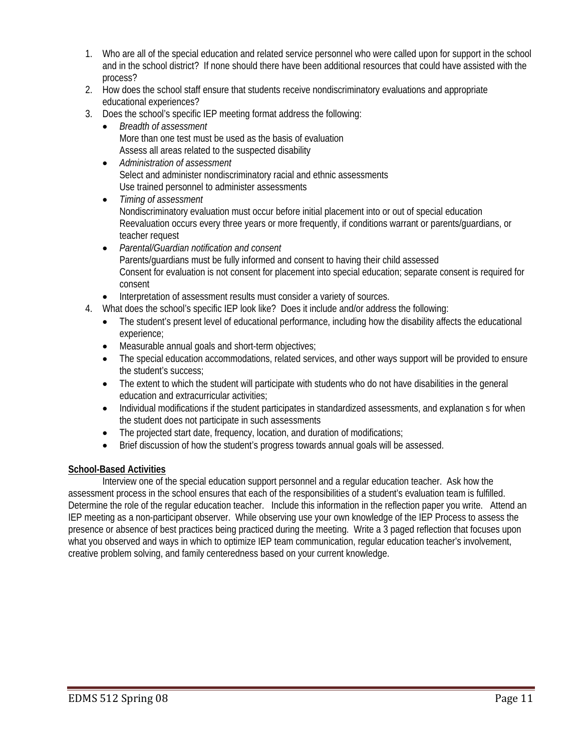1. Who are all of the special education and related service personnel who were called upon for support in the school and in the school district? If none should there have been additional resources that could have assisted with the process?
2. How does the school staff ensure that students receive nondiscriminatory evaluations and appropriate educational experiences?
3. Does the school's specific IEP meeting format address the following:
   - *Breadth of assessment*
     More than one test must be used as the basis of evaluation
     Assess all areas related to the suspected disability
   - *Administration of assessment*
     Select and administer nondiscriminatory racial and ethnic assessments
     Use trained personnel to administer assessments
   - *Timing of assessment*
     Nondiscriminatory evaluation must occur before initial placement into or out of special education
     Reevaluation occurs every three years or more frequently, if conditions warrant or parents/guardians, or teacher request
   - *Parental/Guardian notification and consent*
     Parents/guardians must be fully informed and consent to having their child assessed
     Consent for evaluation is not consent for placement into special education; separate consent is required for consent
   - Interpretation of assessment results must consider a variety of sources.
4. What does the school's specific IEP look like? Does it include and/or address the following:
   - The student's present level of educational performance, including how the disability affects the educational experience;
   - Measurable annual goals and short-term objectives;
   - The special education accommodations, related services, and other ways support will be provided to ensure the student's success;
   - The extent to which the student will participate with students who do not have disabilities in the general education and extracurricular activities;
   - Individual modifications if the student participates in standardized assessments, and explanation s for when the student does not participate in such assessments
   - The projected start date, frequency, location, and duration of modifications;
   - Brief discussion of how the student's progress towards annual goals will be assessed.

**School-Based Activities**

Interview one of the special education support personnel and a regular education teacher. Ask how the assessment process in the school ensures that each of the responsibilities of a student's evaluation team is fulfilled. Determine the role of the regular education teacher. Include this information in the reflection paper you write. Attend an IEP meeting as a non-participant observer. While observing use your own knowledge of the IEP Process to assess the presence or absence of best practices being practiced during the meeting. Write a 3 paged reflection that focuses upon what you observed and ways in which to optimize IEP team communication, regular education teacher's involvement, creative problem solving, and family centeredness based on your current knowledge.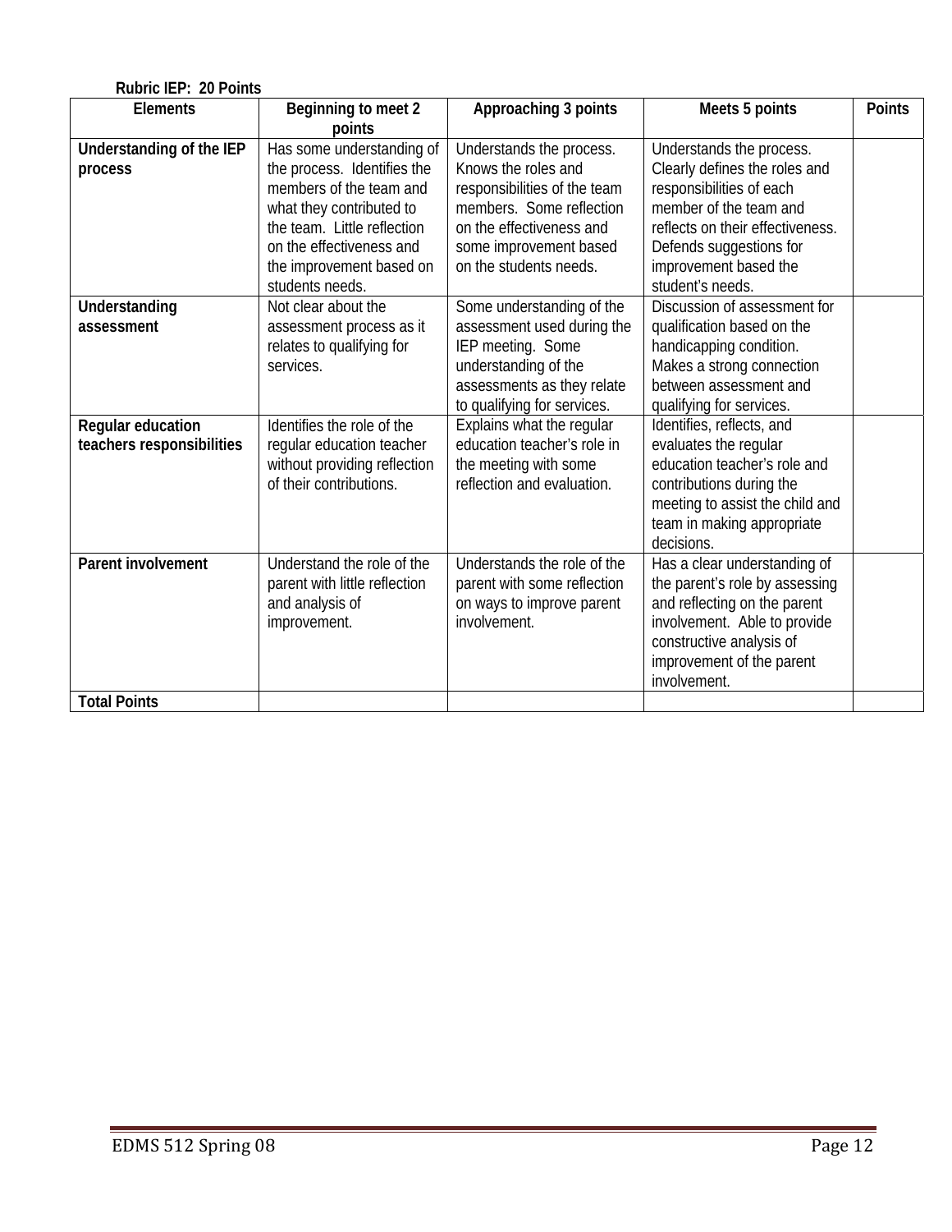**Rubric IEP: 20 Points**

| Elements | Beginning to meet 2 points | Approaching 3 points | Meets 5 points | Points |
|---|---|---|---|---|
| **Understanding of the IEP process** | Has some understanding of the process. Identifies the members of the team and what they contributed to the team. Little reflection on the effectiveness and the improvement based on students needs. | Understands the process. Knows the roles and responsibilities of the team members. Some reflection on the effectiveness and some improvement based on the students needs. | Understands the process. Clearly defines the roles and responsibilities of each member of the team and reflects on their effectiveness. Defends suggestions for improvement based the student's needs. | |
| **Understanding assessment** | Not clear about the assessment process as it relates to qualifying for services. | Some understanding of the assessment used during the IEP meeting. Some understanding of the assessments as they relate to qualifying for services. | Discussion of assessment for qualification based on the handicapping condition. Makes a strong connection between assessment and qualifying for services. | |
| **Regular education teachers responsibilities** | Identifies the role of the regular education teacher without providing reflection of their contributions. | Explains what the regular education teacher's role in the meeting with some reflection and evaluation. | Identifies, reflects, and evaluates the regular education teacher's role and contributions during the meeting to assist the child and team in making appropriate decisions. | |
| **Parent involvement** | Understand the role of the parent with little reflection and analysis of improvement. | Understands the role of the parent with some reflection on ways to improve parent involvement. | Has a clear understanding of the parent's role by assessing and reflecting on the parent involvement. Able to provide constructive analysis of improvement of the parent involvement. | |
| **Total Points** | | | | |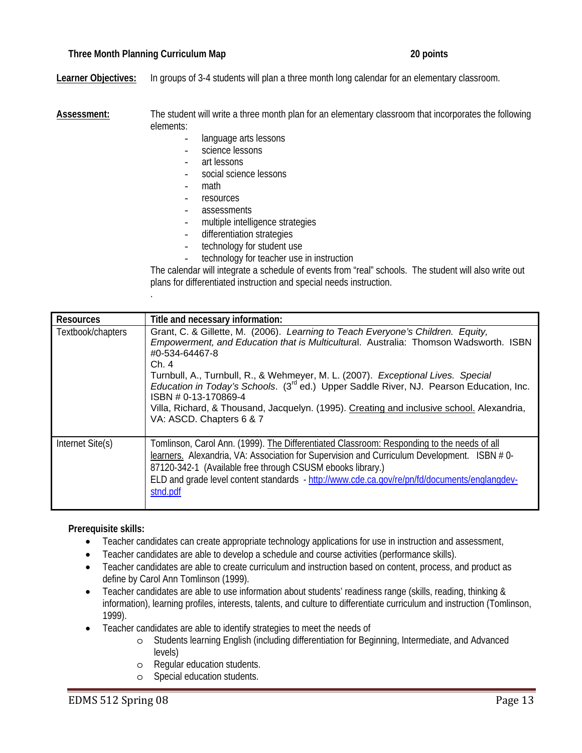**Three Month Planning Curriculum Map** **20 points**

**Learner Objectives:** In groups of 3-4 students will plan a three month long calendar for an elementary classroom.

**Assessment:** The student will write a three month plan for an elementary classroom that incorporates the following elements:

- language arts lessons
- science lessons
- art lessons
- social science lessons
- math
- resources
- assessments
- multiple intelligence strategies
- differentiation strategies
- technology for student use
- technology for teacher use in instruction

The calendar will integrate a schedule of events from "real" schools. The student will also write out plans for differentiated instruction and special needs instruction.

.

| **Resources** | **Title and necessary information:** |
|---|---|
| Textbook/chapters | Grant, C. & Gillette, M. (2006). *Learning to Teach Everyone's Children. Equity, Empowerment, and Education that is Multicultural*. Australia: Thomson Wadsworth. ISBN #0-534-64467-8<br>Ch. 4<br>Turnbull, A., Turnbull, R., & Wehmeyer, M. L. (2007). *Exceptional Lives. Special Education in Today's Schools*. (3rd ed.) Upper Saddle River, NJ. Pearson Education, Inc. ISBN # 0-13-170869-4<br>Villa, Richard, & Thousand, Jacquelyn. (1995). Creating and inclusive school. Alexandria, VA: ASCD. Chapters 6 & 7 |
| Internet Site(s) | Tomlinson, Carol Ann. (1999). The Differentiated Classroom: Responding to the needs of all learners. Alexandria, VA: Association for Supervision and Curriculum Development. ISBN # 0-87120-342-1 (Available free through CSUSM ebooks library.)<br>ELD and grade level content standards - http://www.cde.ca.gov/re/pn/fd/documents/englangdev-stnd.pdf |

**Prerequisite skills:**

- Teacher candidates can create appropriate technology applications for use in instruction and assessment,
- Teacher candidates are able to develop a schedule and course activities (performance skills).
- Teacher candidates are able to create curriculum and instruction based on content, process, and product as define by Carol Ann Tomlinson (1999).
- Teacher candidates are able to use information about students' readiness range (skills, reading, thinking & information), learning profiles, interests, talents, and culture to differentiate curriculum and instruction (Tomlinson, 1999).
- Teacher candidates are able to identify strategies to meet the needs of
  - Students learning English (including differentiation for Beginning, Intermediate, and Advanced levels)
  - Regular education students.
  - Special education students.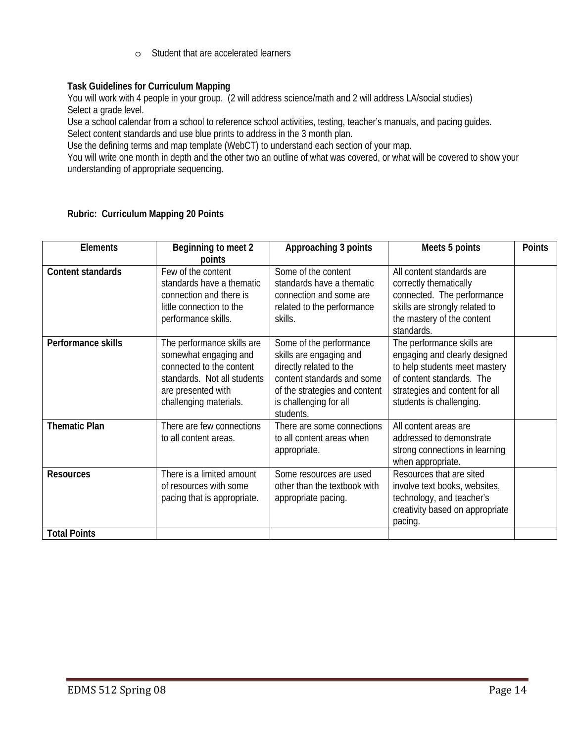- Student that are accelerated learners

**Task Guidelines for Curriculum Mapping**

You will work with 4 people in your group. (2 will address science/math and 2 will address LA/social studies)
Select a grade level.
Use a school calendar from a school to reference school activities, testing, teacher's manuals, and pacing guides.
Select content standards and use blue prints to address in the 3 month plan.
Use the defining terms and map template (WebCT) to understand each section of your map.
You will write one month in depth and the other two an outline of what was covered, or what will be covered to show your understanding of appropriate sequencing.

**Rubric: Curriculum Mapping 20 Points**

| Elements | Beginning to meet 2 points | Approaching 3 points | Meets 5 points | Points |
|---|---|---|---|---|
| **Content standards** | Few of the content standards have a thematic connection and there is little connection to the performance skills. | Some of the content standards have a thematic connection and some are related to the performance skills. | All content standards are correctly thematically connected. The performance skills are strongly related to the mastery of the content standards. | |
| **Performance skills** | The performance skills are somewhat engaging and connected to the content standards. Not all students are presented with challenging materials. | Some of the performance skills are engaging and directly related to the content standards and some of the strategies and content is challenging for all students. | The performance skills are engaging and clearly designed to help students meet mastery of content standards. The strategies and content for all students is challenging. | |
| **Thematic Plan** | There are few connections to all content areas. | There are some connections to all content areas when appropriate. | All content areas are addressed to demonstrate strong connections in learning when appropriate. | |
| **Resources** | There is a limited amount of resources with some pacing that is appropriate. | Some resources are used other than the textbook with appropriate pacing. | Resources that are sited involve text books, websites, technology, and teacher's creativity based on appropriate pacing. | |
| **Total Points** | | | | |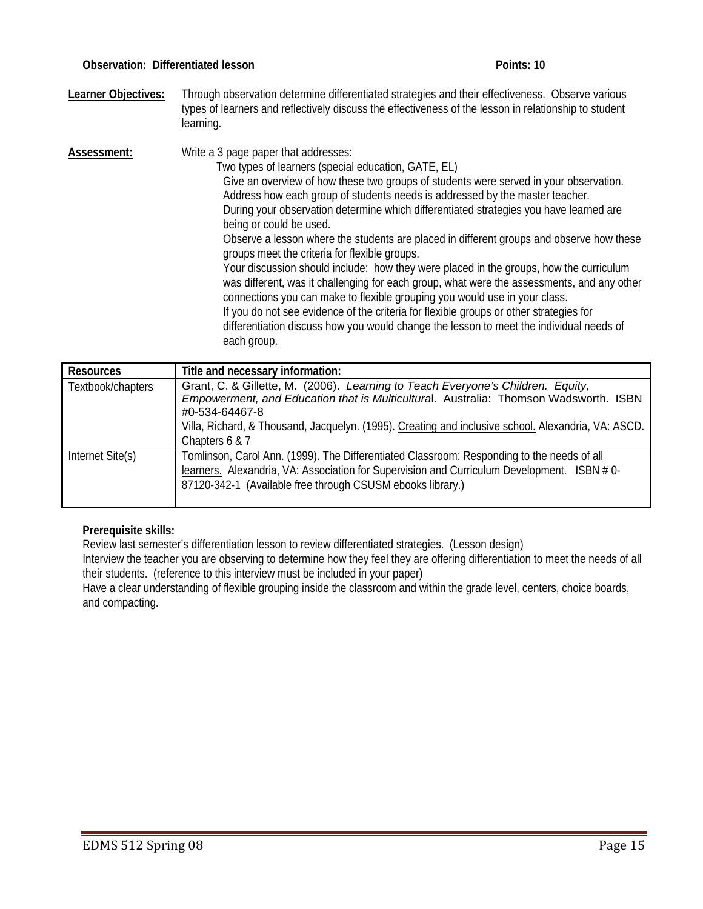**Observation: Differentiated lesson** **Points: 10**

**Learner Objectives:** Through observation determine differentiated strategies and their effectiveness. Observe various types of learners and reflectively discuss the effectiveness of the lesson in relationship to student learning.

**Assessment:** Write a 3 page paper that addresses:

- Two types of learners (special education, GATE, EL)
  - Give an overview of how these two groups of students were served in your observation.
  - Address how each group of students needs is addressed by the master teacher.
  - During your observation determine which differentiated strategies you have learned are being or could be used.
  - Observe a lesson where the students are placed in different groups and observe how these groups meet the criteria for flexible groups.
  - Your discussion should include: how they were placed in the groups, how the curriculum was different, was it challenging for each group, what were the assessments, and any other connections you can make to flexible grouping you would use in your class.
  - If you do not see evidence of the criteria for flexible groups or other strategies for differentiation discuss how you would change the lesson to meet the individual needs of each group.

| Resources | Title and necessary information: |
|---|---|
| Textbook/chapters | Grant, C. & Gillette, M. (2006). *Learning to Teach Everyone's Children. Equity, Empowerment, and Education that is Multicultural*. Australia: Thomson Wadsworth. ISBN #0-534-64467-8<br>Villa, Richard, & Thousand, Jacquelyn. (1995). Creating and inclusive school. Alexandria, VA: ASCD. Chapters 6 & 7 |
| Internet Site(s) | Tomlinson, Carol Ann. (1999). The Differentiated Classroom: Responding to the needs of all learners. Alexandria, VA: Association for Supervision and Curriculum Development. ISBN # 0-87120-342-1 (Available free through CSUSM ebooks library.) |

**Prerequisite skills:**

Review last semester's differentiation lesson to review differentiated strategies. (Lesson design)

Interview the teacher you are observing to determine how they feel they are offering differentiation to meet the needs of all their students. (reference to this interview must be included in your paper)

Have a clear understanding of flexible grouping inside the classroom and within the grade level, centers, choice boards, and compacting.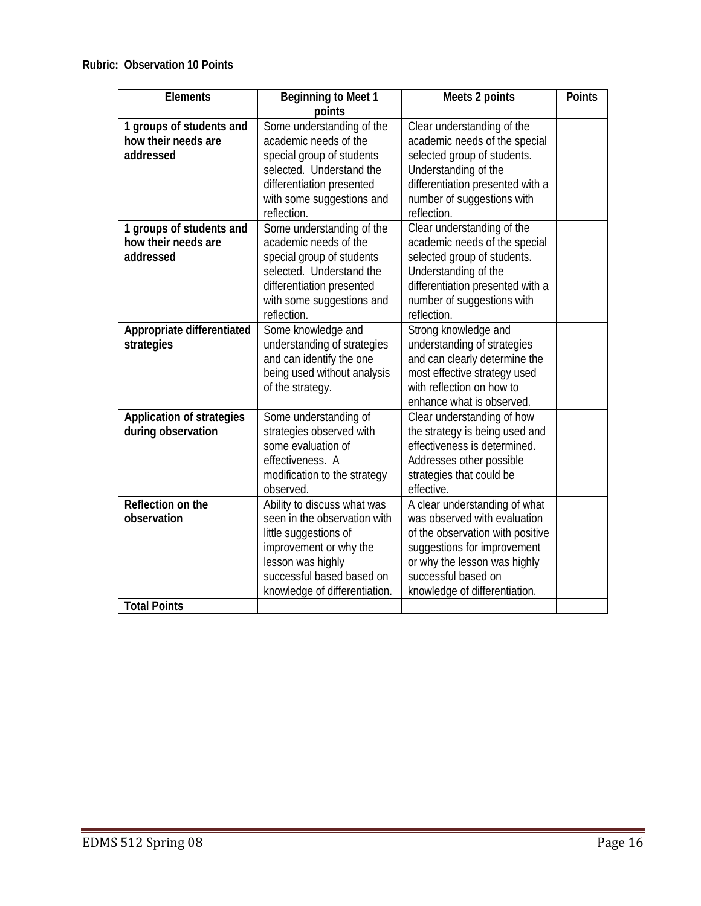**Rubric: Observation 10 Points**

| Elements | Beginning to Meet 1 points | Meets 2 points | Points |
|---|---|---|---|
| **1 groups of students and how their needs are addressed** | Some understanding of the academic needs of the special group of students selected. Understand the differentiation presented with some suggestions and reflection. | Clear understanding of the academic needs of the special selected group of students. Understanding of the differentiation presented with a number of suggestions with reflection. | |
| **1 groups of students and how their needs are addressed** | Some understanding of the academic needs of the special group of students selected. Understand the differentiation presented with some suggestions and reflection. | Clear understanding of the academic needs of the special selected group of students. Understanding of the differentiation presented with a number of suggestions with reflection. | |
| **Appropriate differentiated strategies** | Some knowledge and understanding of strategies and can identify the one being used without analysis of the strategy. | Strong knowledge and understanding of strategies and can clearly determine the most effective strategy used with reflection on how to enhance what is observed. | |
| **Application of strategies during observation** | Some understanding of strategies observed with some evaluation of effectiveness. A modification to the strategy observed. | Clear understanding of how the strategy is being used and effectiveness is determined. Addresses other possible strategies that could be effective. | |
| **Reflection on the observation** | Ability to discuss what was seen in the observation with little suggestions of improvement or why the lesson was highly successful based on knowledge of differentiation. | A clear understanding of what was observed with evaluation of the observation with positive suggestions for improvement or why the lesson was highly successful based on knowledge of differentiation. | |
| **Total Points** | | | |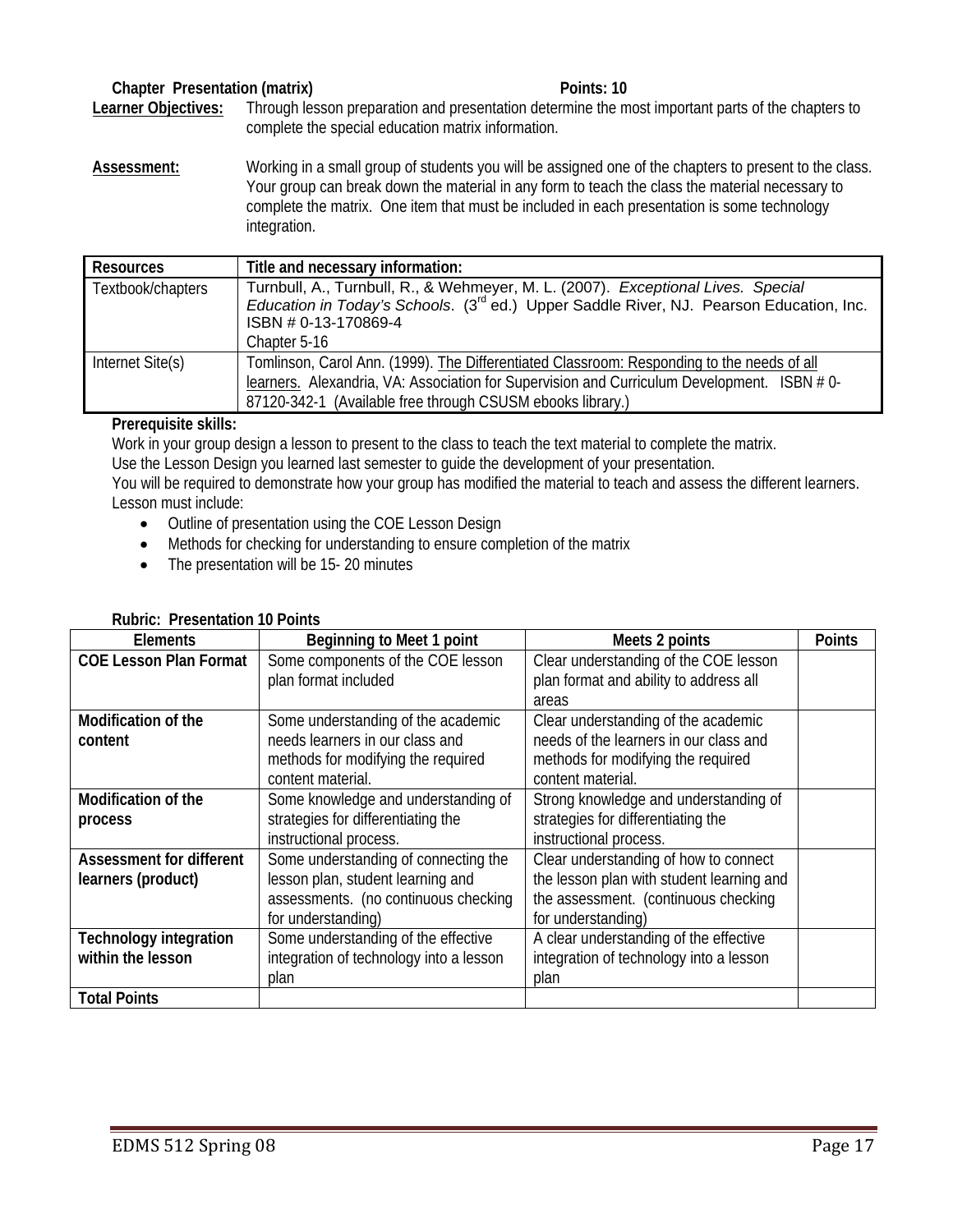**Chapter Presentation (matrix)** **Points: 10**

**Learner Objectives:** Through lesson preparation and presentation determine the most important parts of the chapters to complete the special education matrix information.

**Assessment:** Working in a small group of students you will be assigned one of the chapters to present to the class. Your group can break down the material in any form to teach the class the material necessary to complete the matrix. One item that must be included in each presentation is some technology integration.

| Resources | Title and necessary information: |
|---|---|
| Textbook/chapters | Turnbull, A., Turnbull, R., & Wehmeyer, M. L. (2007). *Exceptional Lives. Special Education in Today's Schools*. (3rd ed.) Upper Saddle River, NJ. Pearson Education, Inc. ISBN # 0-13-170869-4<br>Chapter 5-16 |
| Internet Site(s) | Tomlinson, Carol Ann. (1999). The Differentiated Classroom: Responding to the needs of all learners. Alexandria, VA: Association for Supervision and Curriculum Development. ISBN # 0-87120-342-1 (Available free through CSUSM ebooks library.) |

**Prerequisite skills:**

Work in your group design a lesson to present to the class to teach the text material to complete the matrix.
Use the Lesson Design you learned last semester to guide the development of your presentation.
You will be required to demonstrate how your group has modified the material to teach and assess the different learners.
Lesson must include:

- Outline of presentation using the COE Lesson Design
- Methods for checking for understanding to ensure completion of the matrix
- The presentation will be 15- 20 minutes

**Rubric: Presentation 10 Points**

| Elements | Beginning to Meet 1 point | Meets 2 points | Points |
|---|---|---|---|
| **COE Lesson Plan Format** | Some components of the COE lesson plan format included | Clear understanding of the COE lesson plan format and ability to address all areas | |
| **Modification of the content** | Some understanding of the academic needs learners in our class and methods for modifying the required content material. | Clear understanding of the academic needs of the learners in our class and methods for modifying the required content material. | |
| **Modification of the process** | Some knowledge and understanding of strategies for differentiating the instructional process. | Strong knowledge and understanding of strategies for differentiating the instructional process. | |
| **Assessment for different learners (product)** | Some understanding of connecting the lesson plan, student learning and assessments. (no continuous checking for understanding) | Clear understanding of how to connect the lesson plan with student learning and the assessment. (continuous checking for understanding) | |
| **Technology integration within the lesson** | Some understanding of the effective integration of technology into a lesson plan | A clear understanding of the effective integration of technology into a lesson plan | |
| **Total Points** | | | |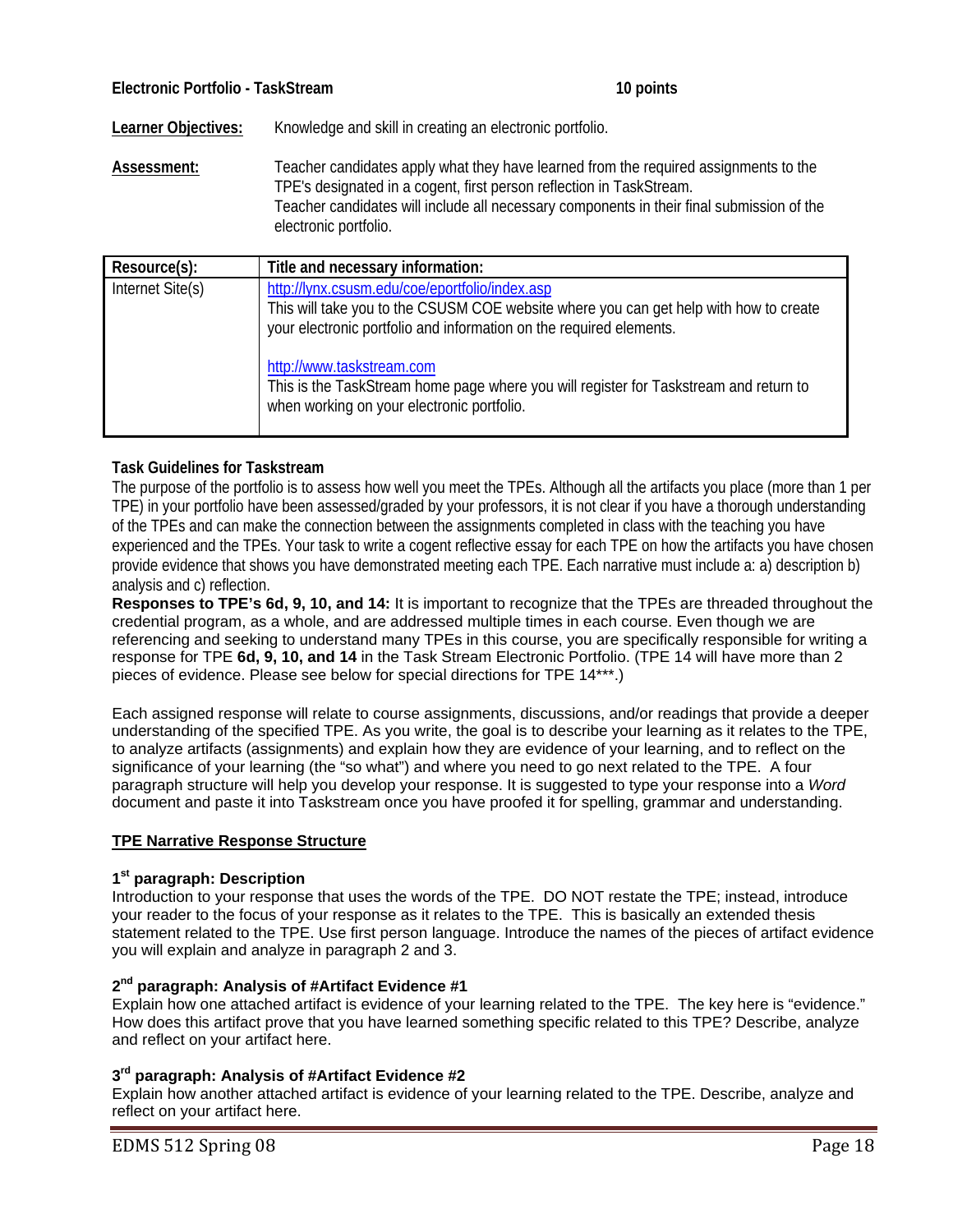**Electronic Portfolio - TaskStream** **10 points**

**Learner Objectives:** Knowledge and skill in creating an electronic portfolio.

**Assessment:** Teacher candidates apply what they have learned from the required assignments to the TPE's designated in a cogent, first person reflection in TaskStream.
Teacher candidates will include all necessary components in their final submission of the electronic portfolio.

| Resource(s): | Title and necessary information: |
| --- | --- |
| Internet Site(s) | http://lynx.csusm.edu/coe/eportfolio/index.asp<br>This will take you to the CSUSM COE website where you can get help with how to create your electronic portfolio and information on the required elements.<br><br>http://www.taskstream.com<br>This is the TaskStream home page where you will register for Taskstream and return to when working on your electronic portfolio. |

**Task Guidelines for Taskstream**

The purpose of the portfolio is to assess how well you meet the TPEs. Although all the artifacts you place (more than 1 per TPE) in your portfolio have been assessed/graded by your professors, it is not clear if you have a thorough understanding of the TPEs and can make the connection between the assignments completed in class with the teaching you have experienced and the TPEs. Your task to write a cogent reflective essay for each TPE on how the artifacts you have chosen provide evidence that shows you have demonstrated meeting each TPE. Each narrative must include a: a) description b) analysis and c) reflection.

**Responses to TPE's 6d, 9, 10, and 14:** It is important to recognize that the TPEs are threaded throughout the credential program, as a whole, and are addressed multiple times in each course. Even though we are referencing and seeking to understand many TPEs in this course, you are specifically responsible for writing a response for TPE **6d, 9, 10, and 14** in the Task Stream Electronic Portfolio. (TPE 14 will have more than 2 pieces of evidence. Please see below for special directions for TPE 14***.)

Each assigned response will relate to course assignments, discussions, and/or readings that provide a deeper understanding of the specified TPE. As you write, the goal is to describe your learning as it relates to the TPE, to analyze artifacts (assignments) and explain how they are evidence of your learning, and to reflect on the significance of your learning (the "so what") and where you need to go next related to the TPE. A four paragraph structure will help you develop your response. It is suggested to type your response into a *Word* document and paste it into Taskstream once you have proofed it for spelling, grammar and understanding.

**TPE Narrative Response Structure**

**1st paragraph: Description**

Introduction to your response that uses the words of the TPE. DO NOT restate the TPE; instead, introduce your reader to the focus of your response as it relates to the TPE. This is basically an extended thesis statement related to the TPE. Use first person language. Introduce the names of the pieces of artifact evidence you will explain and analyze in paragraph 2 and 3.

**2nd paragraph: Analysis of #Artifact Evidence #1**

Explain how one attached artifact is evidence of your learning related to the TPE. The key here is "evidence." How does this artifact prove that you have learned something specific related to this TPE? Describe, analyze and reflect on your artifact here.

**3rd paragraph: Analysis of #Artifact Evidence #2**

Explain how another attached artifact is evidence of your learning related to the TPE. Describe, analyze and reflect on your artifact here.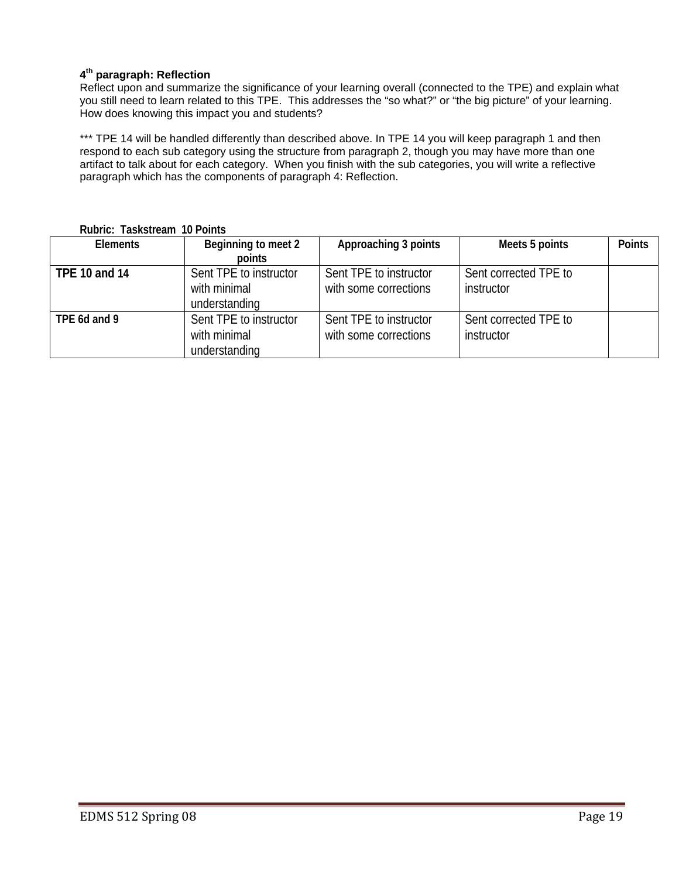**4th paragraph: Reflection**

Reflect upon and summarize the significance of your learning overall (connected to the TPE) and explain what you still need to learn related to this TPE. This addresses the "so what?" or "the big picture" of your learning. How does knowing this impact you and students?

*** TPE 14 will be handled differently than described above. In TPE 14 you will keep paragraph 1 and then respond to each sub category using the structure from paragraph 2, though you may have more than one artifact to talk about for each category. When you finish with the sub categories, you will write a reflective paragraph which has the components of paragraph 4: Reflection.

**Rubric: Taskstream 10 Points**

| Elements | Beginning to meet 2 points | Approaching 3 points | Meets 5 points | Points |
|---|---|---|---|---|
| **TPE 10 and 14** | Sent TPE to instructor with minimal understanding | Sent TPE to instructor with some corrections | Sent corrected TPE to instructor | |
| **TPE 6d and 9** | Sent TPE to instructor with minimal understanding | Sent TPE to instructor with some corrections | Sent corrected TPE to instructor | |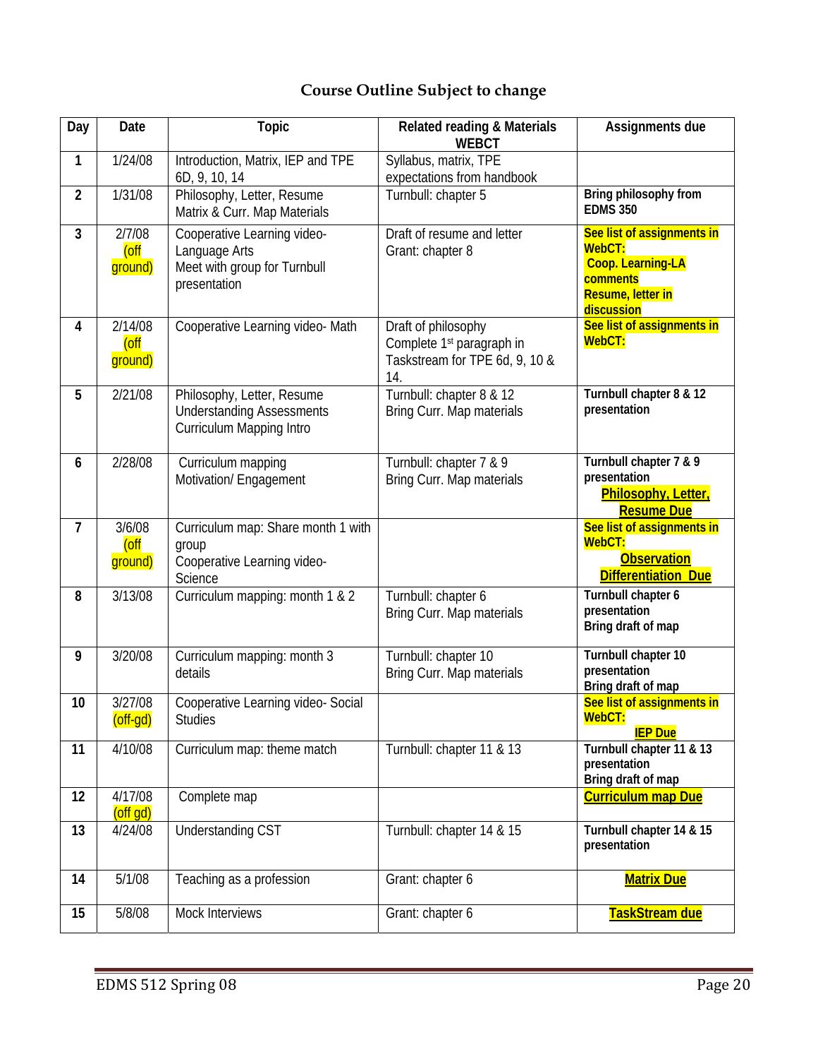## Course Outline Subject to change

| Day | Date | Topic | Related reading & Materials WEBCT | Assignments due |
|---|---|---|---|---|
| 1 | 1/24/08 | Introduction, Matrix, IEP and TPE 6D, 9, 10, 14 | Syllabus, matrix, TPE expectations from handbook | |
| 2 | 1/31/08 | Philosophy, Letter, Resume Matrix & Curr. Map Materials | Turnbull: chapter 5 | **Bring philosophy from EDMS 350** |
| 3 | 2/7/08 (off ground) | Cooperative Learning video- Language Arts Meet with group for Turnbull presentation | Draft of resume and letter Grant: chapter 8 | **See list of assignments in WebCT: Coop. Learning-LA comments Resume, letter in discussion** |
| 4 | 2/14/08 (off ground) | Cooperative Learning video- Math | Draft of philosophy Complete 1st paragraph in Taskstream for TPE 6d, 9, 10 & 14. | **See list of assignments in WebCT:** |
| 5 | 2/21/08 | Philosophy, Letter, Resume Understanding Assessments Curriculum Mapping Intro | Turnbull: chapter 8 & 12 Bring Curr. Map materials | **Turnbull chapter 8 & 12 presentation** |
| 6 | 2/28/08 | Curriculum mapping Motivation/ Engagement | Turnbull: chapter 7 & 9 Bring Curr. Map materials | **Turnbull chapter 7 & 9 presentation** **Philosophy, Letter, Resume Due** |
| 7 | 3/6/08 (off ground) | Curriculum map: Share month 1 with group Cooperative Learning video- Science | | **See list of assignments in WebCT:** **Observation Differentiation Due** |
| 8 | 3/13/08 | Curriculum mapping: month 1 & 2 | Turnbull: chapter 6 Bring Curr. Map materials | **Turnbull chapter 6 presentation Bring draft of map** |
| 9 | 3/20/08 | Curriculum mapping: month 3 details | Turnbull: chapter 10 Bring Curr. Map materials | **Turnbull chapter 10 presentation Bring draft of map** |
| 10 | 3/27/08 (off-gd) | Cooperative Learning video- Social Studies | | **See list of assignments in WebCT:** **IEP Due** |
| 11 | 4/10/08 | Curriculum map: theme match | Turnbull: chapter 11 & 13 | **Turnbull chapter 11 & 13 presentation Bring draft of map** |
| 12 | 4/17/08 (off gd) | Complete map | | **Curriculum map Due** |
| 13 | 4/24/08 | Understanding CST | Turnbull: chapter 14 & 15 | **Turnbull chapter 14 & 15 presentation** |
| 14 | 5/1/08 | Teaching as a profession | Grant: chapter 6 | **Matrix Due** |
| 15 | 5/8/08 | Mock Interviews | Grant: chapter 6 | **TaskStream due** |